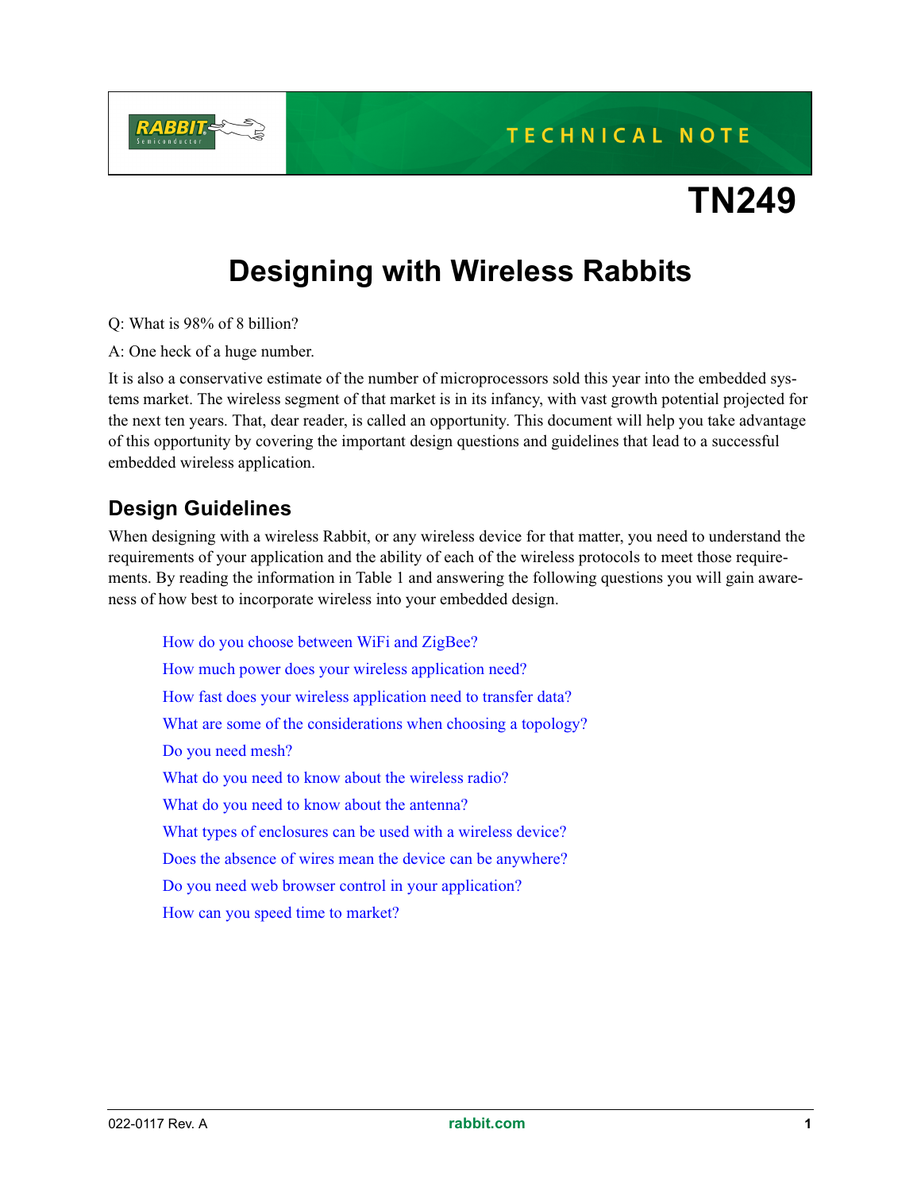TECHNICAL NOTE

# TN249

# Designing with Wireless Rabbits

Q: What is 98% of 8 billion?

A: One heck of a huge number.

It is also a conservative estimate of the number of microprocessors sold this year into the embedded systems market. The wireless segment of that market is in its infancy, with vast growth potential projected for the next ten years. That, dear reader, is called an opportunity. This document will help you take advantage of this opportunity by covering the important design questions and guidelines that lead to a successful embedded wireless application.

## Design Guidelines

When designing with a wireless Rabbit, or any wireless device for that matter, you need to understand the requirements of your application and the ability of each of the wireless protocols to meet those requirements. By reading the information in Table 1 and answering the following questions you will gain awareness of how best to incorporate wireless into your embedded design.

- How do you choose between WiFi and ZigBee?
- How much power does your wireless application need?
- How fast does your wireless application need to transfer data?
- What are some of the considerations when choosing a topology?
- Do you need mesh?
- What do you need to know about the wireless radio?
- What do you need to know about the antenna?
- What types of enclosures can be used with a wireless device?
- Does the absence of wires mean the device can be anywhere?
- Do you need web browser control in your application?
- How can you speed time to market?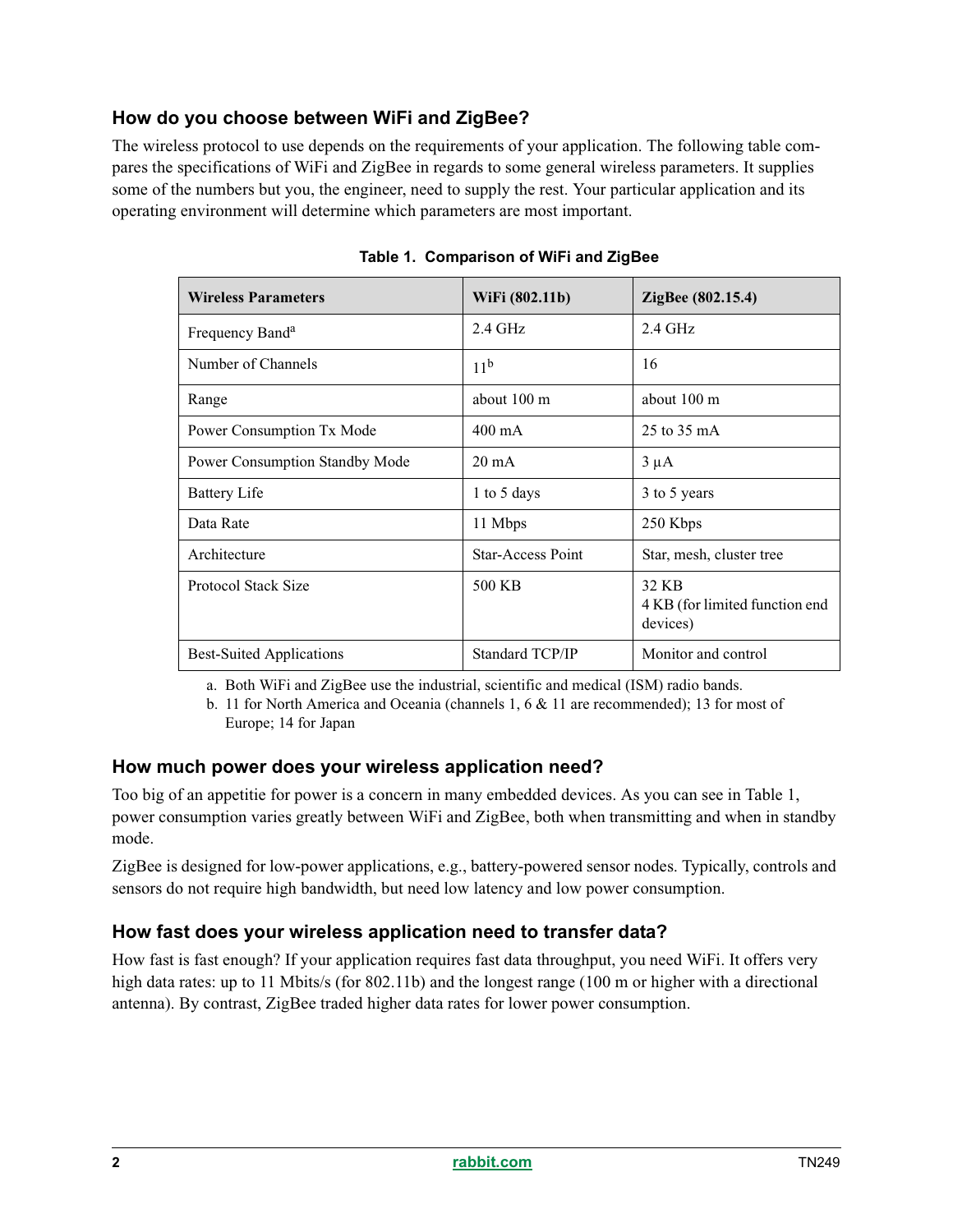## How do you choose between WiFi and ZigBee?

The wireless protocol to use depends on the requirements of your application. The following table compares the specifications of WiFi and ZigBee in regards to some general wireless parameters. It supplies some of the numbers but you, the engineer, need to supply the rest. Your particular application and its operating environment will determine which parameters are most important.

**Table 1. Comparison of WiFi and ZigBee**

| Wireless Parameters | WiFi (802.11b) | ZigBee (802.15.4) |
|---|---|---|
| Frequency Band[a] | 2.4 GHz | 2.4 GHz |
| Number of Channels | 11[b] | 16 |
| Range | about 100 m | about 100 m |
| Power Consumption Tx Mode | 400 mA | 25 to 35 mA |
| Power Consumption Standby Mode | 20 mA | 3 µA |
| Battery Life | 1 to 5 days | 3 to 5 years |
| Data Rate | 11 Mbps | 250 Kbps |
| Architecture | Star-Access Point | Star, mesh, cluster tree |
| Protocol Stack Size | 500 KB | 32 KB<br>4 KB (for limited function end devices) |
| Best-Suited Applications | Standard TCP/IP | Monitor and control |

a. Both WiFi and ZigBee use the industrial, scientific and medical (ISM) radio bands.
b. 11 for North America and Oceania (channels 1, 6 & 11 are recommended); 13 for most of Europe; 14 for Japan

## How much power does your wireless application need?

Too big of an appetitie for power is a concern in many embedded devices. As you can see in Table 1, power consumption varies greatly between WiFi and ZigBee, both when transmitting and when in standby mode.

ZigBee is designed for low-power applications, e.g., battery-powered sensor nodes. Typically, controls and sensors do not require high bandwidth, but need low latency and low power consumption.

## How fast does your wireless application need to transfer data?

How fast is fast enough? If your application requires fast data throughput, you need WiFi. It offers very high data rates: up to 11 Mbits/s (for 802.11b) and the longest range (100 m or higher with a directional antenna). By contrast, ZigBee traded higher data rates for lower power consumption.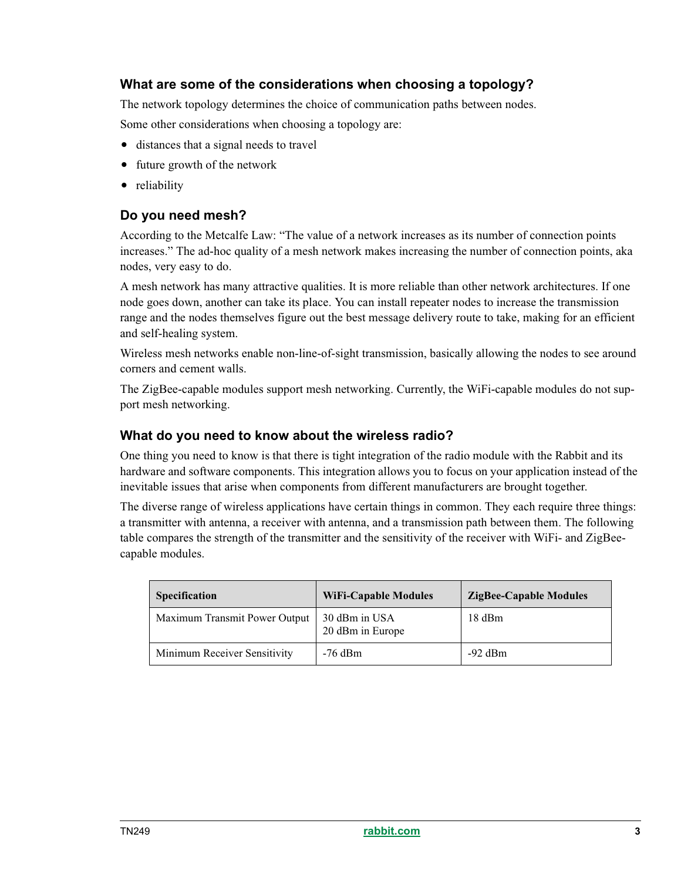### What are some of the considerations when choosing a topology?

The network topology determines the choice of communication paths between nodes.

Some other considerations when choosing a topology are:

- distances that a signal needs to travel
- future growth of the network
- reliability

### Do you need mesh?

According to the Metcalfe Law: "The value of a network increases as its number of connection points increases." The ad-hoc quality of a mesh network makes increasing the number of connection points, aka nodes, very easy to do.

A mesh network has many attractive qualities. It is more reliable than other network architectures. If one node goes down, another can take its place. You can install repeater nodes to increase the transmission range and the nodes themselves figure out the best message delivery route to take, making for an efficient and self-healing system.

Wireless mesh networks enable non-line-of-sight transmission, basically allowing the nodes to see around corners and cement walls.

The ZigBee-capable modules support mesh networking. Currently, the WiFi-capable modules do not support mesh networking.

### What do you need to know about the wireless radio?

One thing you need to know is that there is tight integration of the radio module with the Rabbit and its hardware and software components. This integration allows you to focus on your application instead of the inevitable issues that arise when components from different manufacturers are brought together.

The diverse range of wireless applications have certain things in common. They each require three things: a transmitter with antenna, a receiver with antenna, and a transmission path between them. The following table compares the strength of the transmitter and the sensitivity of the receiver with WiFi- and ZigBee-capable modules.

| Specification | WiFi-Capable Modules | ZigBee-Capable Modules |
|---|---|---|
| Maximum Transmit Power Output | 30 dBm in USA<br>20 dBm in Europe | 18 dBm |
| Minimum Receiver Sensitivity | -76 dBm | -92 dBm |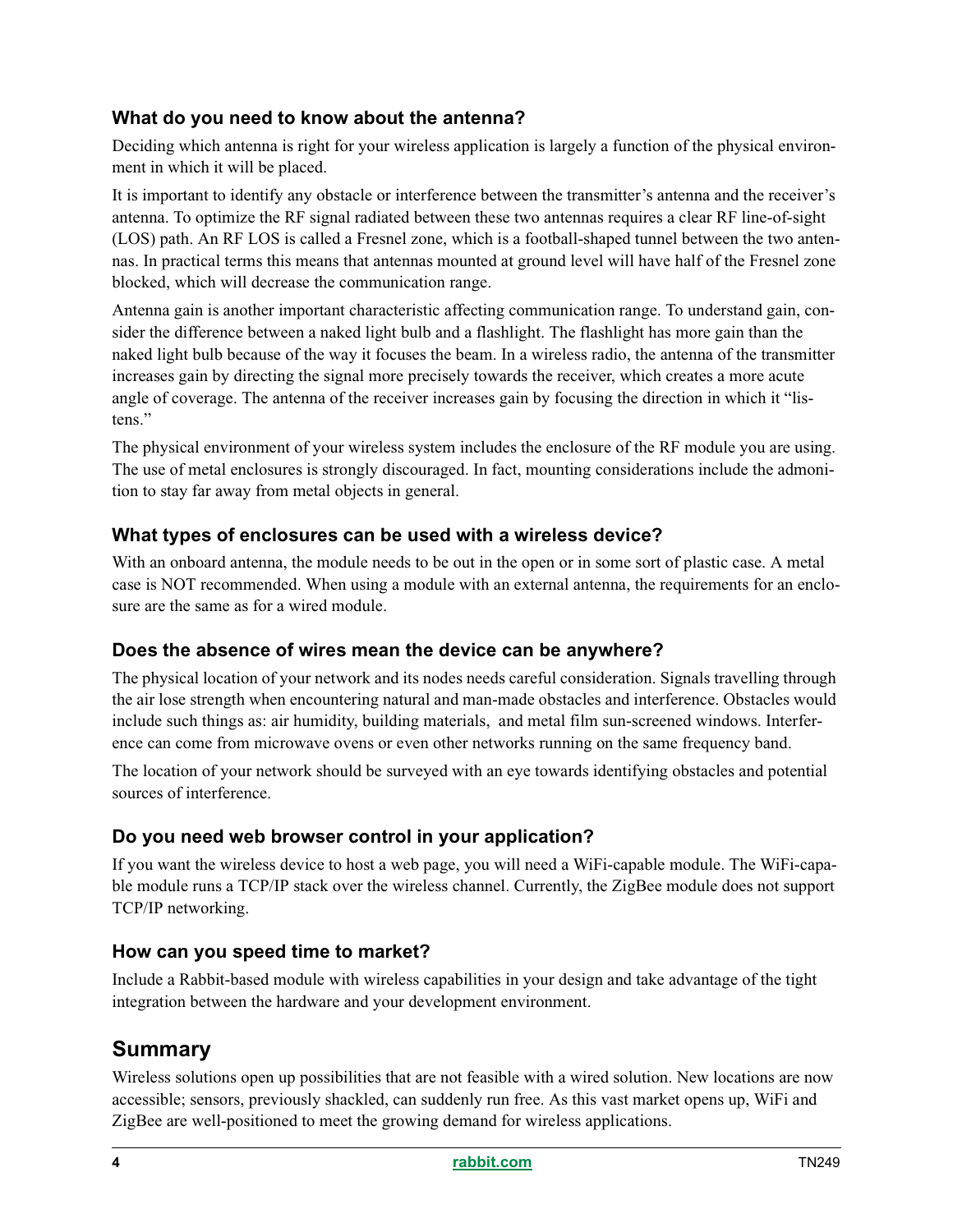### What do you need to know about the antenna?

Deciding which antenna is right for your wireless application is largely a function of the physical environment in which it will be placed.

It is important to identify any obstacle or interference between the transmitter's antenna and the receiver's antenna. To optimize the RF signal radiated between these two antennas requires a clear RF line-of-sight (LOS) path. An RF LOS is called a Fresnel zone, which is a football-shaped tunnel between the two antennas. In practical terms this means that antennas mounted at ground level will have half of the Fresnel zone blocked, which will decrease the communication range.

Antenna gain is another important characteristic affecting communication range. To understand gain, consider the difference between a naked light bulb and a flashlight. The flashlight has more gain than the naked light bulb because of the way it focuses the beam. In a wireless radio, the antenna of the transmitter increases gain by directing the signal more precisely towards the receiver, which creates a more acute angle of coverage. The antenna of the receiver increases gain by focusing the direction in which it "listens."

The physical environment of your wireless system includes the enclosure of the RF module you are using. The use of metal enclosures is strongly discouraged. In fact, mounting considerations include the admonition to stay far away from metal objects in general.

### What types of enclosures can be used with a wireless device?

With an onboard antenna, the module needs to be out in the open or in some sort of plastic case. A metal case is NOT recommended. When using a module with an external antenna, the requirements for an enclosure are the same as for a wired module.

### Does the absence of wires mean the device can be anywhere?

The physical location of your network and its nodes needs careful consideration. Signals travelling through the air lose strength when encountering natural and man-made obstacles and interference. Obstacles would include such things as: air humidity, building materials, and metal film sun-screened windows. Interference can come from microwave ovens or even other networks running on the same frequency band.

The location of your network should be surveyed with an eye towards identifying obstacles and potential sources of interference.

### Do you need web browser control in your application?

If you want the wireless device to host a web page, you will need a WiFi-capable module. The WiFi-capable module runs a TCP/IP stack over the wireless channel. Currently, the ZigBee module does not support TCP/IP networking.

### How can you speed time to market?

Include a Rabbit-based module with wireless capabilities in your design and take advantage of the tight integration between the hardware and your development environment.

## Summary

Wireless solutions open up possibilities that are not feasible with a wired solution. New locations are now accessible; sensors, previously shackled, can suddenly run free. As this vast market opens up, WiFi and ZigBee are well-positioned to meet the growing demand for wireless applications.